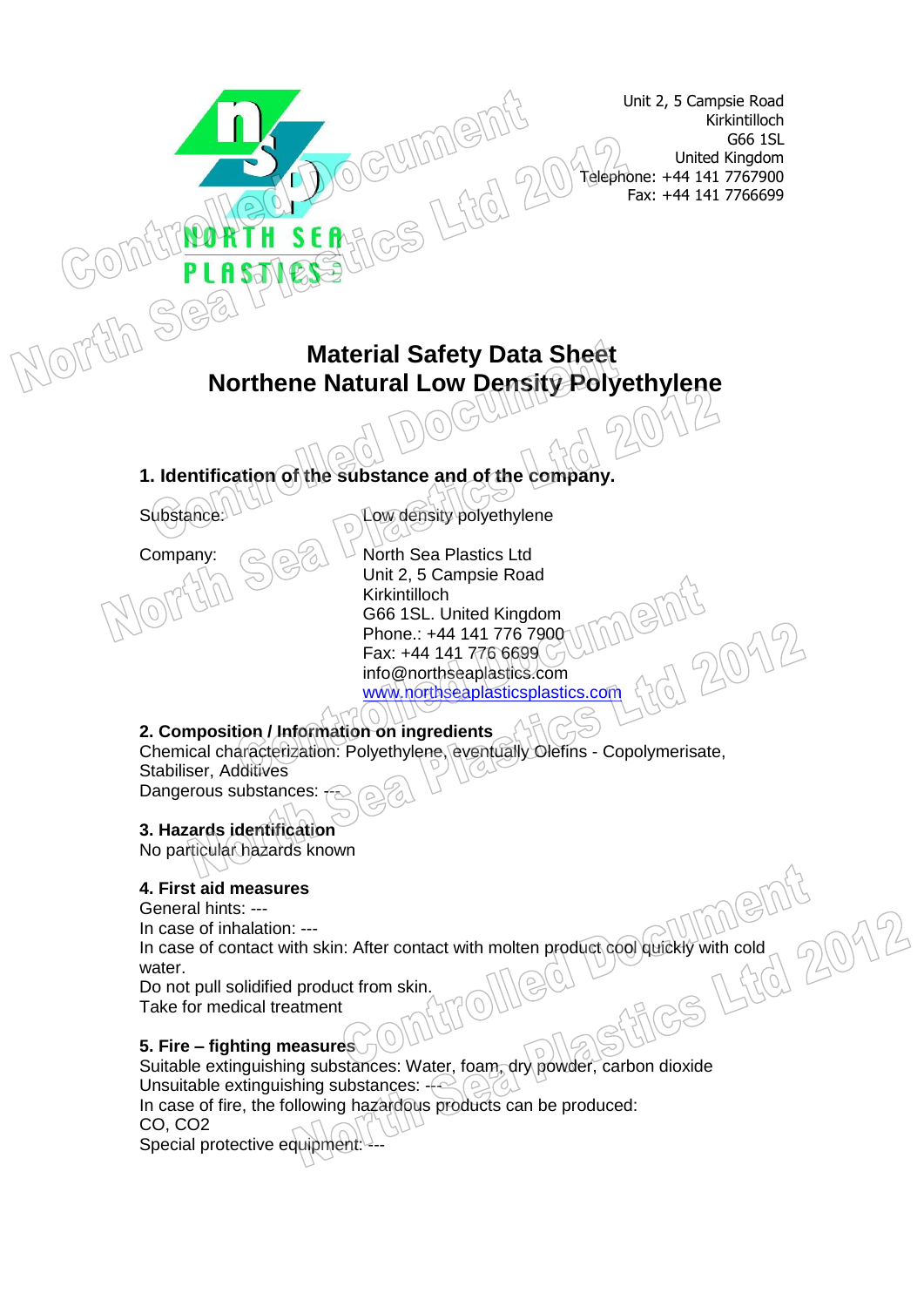NORTH SEA PLASTICS

Unit 2, 5 Campsie Road
Kirkintilloch
G66 1SL
United Kingdom
Telephone: +44 141 7767900
Fax: +44 141 7766699

# Material Safety Data Sheet
# Northene Natural Low Density Polyethylene

## 1. Identification of the substance and of the company.

Substance: Low density polyethylene

Company: North Sea Plastics Ltd
Unit 2, 5 Campsie Road
Kirkintilloch
G66 1SL. United Kingdom
Phone.: +44 141 776 7900
Fax: +44 141 776 6699
info@northseaplastics.com
www.northseaplasticsplastics.com

## 2. Composition / Information on ingredients

Chemical characterization: Polyethylene, eventually Olefins - Copolymerisate, Stabiliser, Additives
Dangerous substances: ---

## 3. Hazards identification

No particular hazards known

## 4. First aid measures

General hints: ---
In case of inhalation: ---
In case of contact with skin: After contact with molten product cool quickly with cold water.
Do not pull solidified product from skin.
Take for medical treatment

## 5. Fire – fighting measures

Suitable extinguishing substances: Water, foam, dry powder, carbon dioxide
Unsuitable extinguishing substances: ---
In case of fire, the following hazardous products can be produced:
CO, $CO_2$
Special protective equipment: ---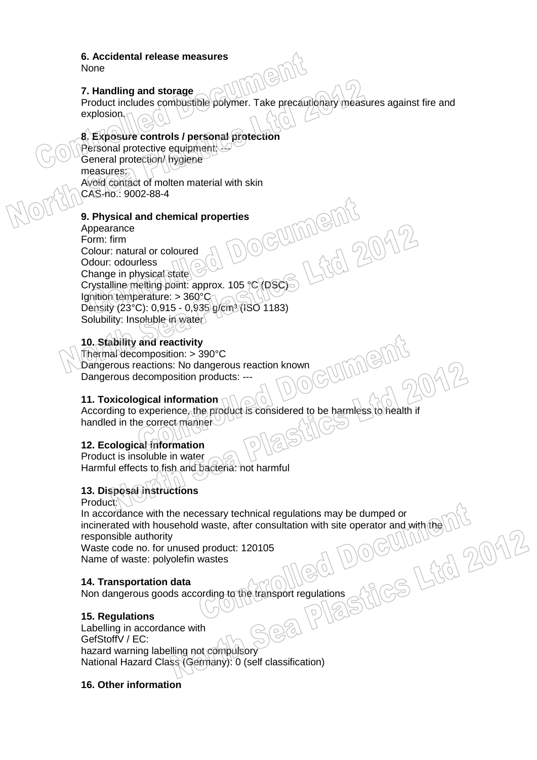## 6. Accidental release measures

None

## 7. Handling and storage

Product includes combustible polymer. Take precautionary measures against fire and explosion.

## 8. Exposure controls / personal protection

Personal protective equipment: ---
General protection/ hygiene measures:
Avoid contact of molten material with skin
CAS-no.: 9002-88-4

## 9. Physical and chemical properties

Appearance
Form: firm
Colour: natural or coloured
Odour: odourless
Change in physical state
Crystalline melting point: approx. 105 °C (DSC)
Ignition temperature: > 360°C
Density (23°C): 0,915 - 0,935 g/cm³ (ISO 1183)
Solubility: Insoluble in water

## 10. Stability and reactivity

Thermal decomposition: > 390°C
Dangerous reactions: No dangerous reaction known
Dangerous decomposition products: ---

## 11. Toxicological information

According to experience, the product is considered to be harmless to health if handled in the correct manner

## 12. Ecological information

Product is insoluble in water
Harmful effects to fish and bacteria: not harmful

## 13. Disposal instructions

Product:
In accordance with the necessary technical regulations may be dumped or incinerated with household waste, after consultation with site operator and with the responsible authority
Waste code no. for unused product: 120105
Name of waste: polyolefin wastes

## 14. Transportation data

Non dangerous goods according to the transport regulations

## 15. Regulations

Labelling in accordance with
GefStoffV / EC:
hazard warning labelling not compulsory
National Hazard Class (Germany): 0 (self classification)

## 16. Other information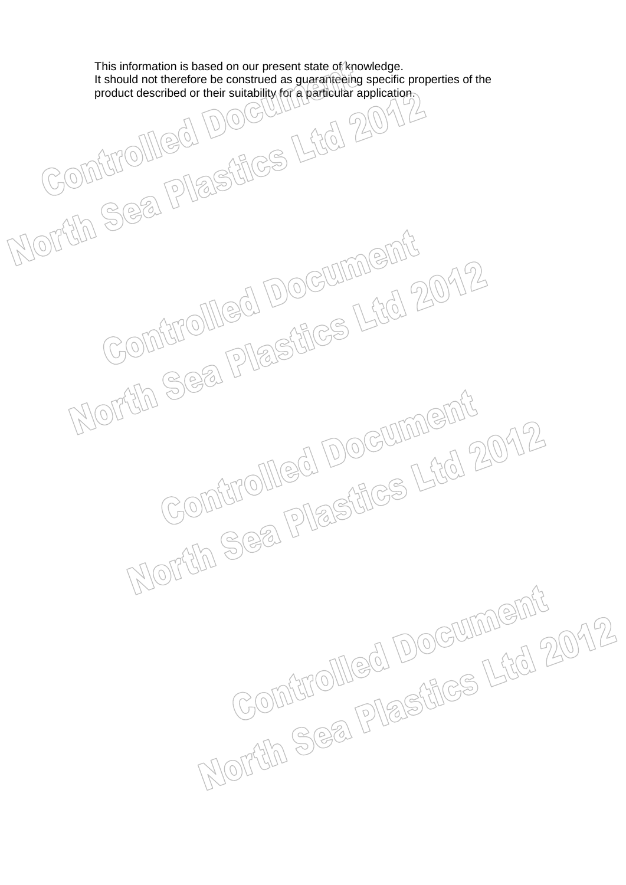This information is based on our present state of knowledge.
It should not therefore be construed as guaranteeing specific properties of the product described or their suitability for a particular application.